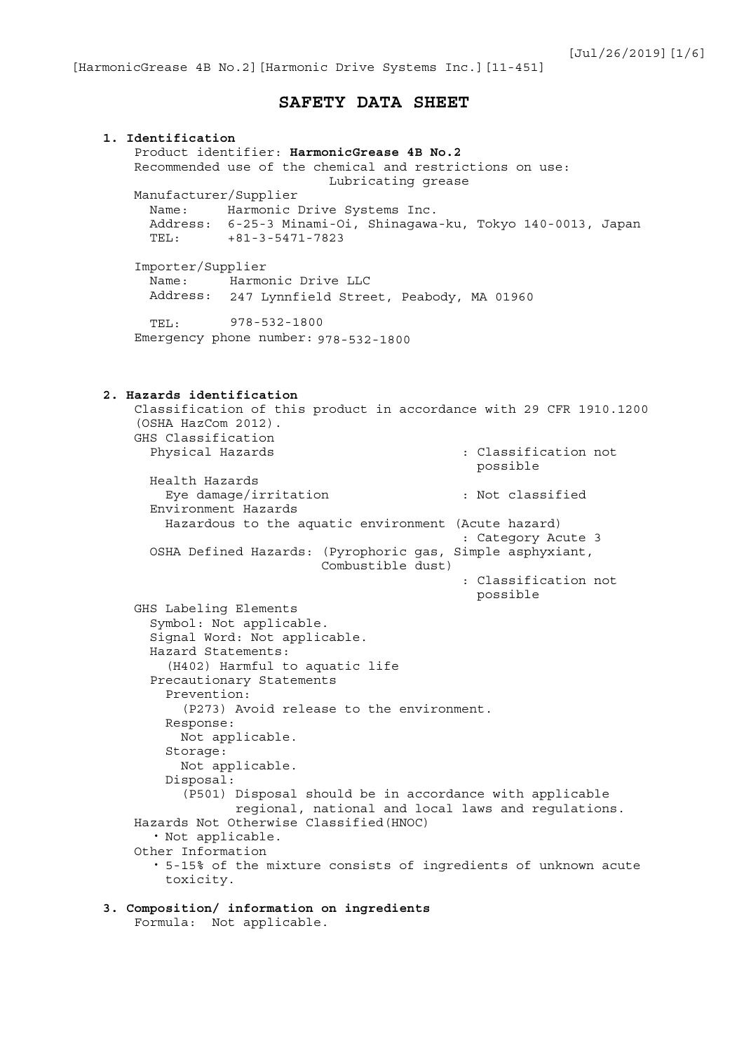# SAFETY DATA SHEET

## 1. Identification

Product identifier: **HarmonicGrease 4B No.2**

Recommended use of the chemical and restrictions on use:
Lubricating grease

Manufacturer/Supplier
- Name: Harmonic Drive Systems Inc.
- Address: 6-25-3 Minami-Oi, Shinagawa-ku, Tokyo 140-0013, Japan
- TEL: +81-3-5471-7823

Importer/Supplier
- Name: Harmonic Drive LLC
- Address: 247 Lynnfield Street, Peabody, MA 01960
- TEL: 978-532-1800

Emergency phone number: 978-532-1800

## 2. Hazards identification

Classification of this product in accordance with 29 CFR 1910.1200 (OSHA HazCom 2012).

GHS Classification
- Physical Hazards : Classification not possible
- Health Hazards
  - Eye damage/irritation : Not classified
- Environment Hazards
  - Hazardous to the aquatic environment (Acute hazard) : Category Acute 3
- OSHA Defined Hazards: (Pyrophoric gas, Simple asphyxiant, Combustible dust) : Classification not possible

GHS Labeling Elements
- Symbol: Not applicable.
- Signal Word: Not applicable.
- Hazard Statements:
  - (H402) Harmful to aquatic life
- Precautionary Statements
  - Prevention:
    - (P273) Avoid release to the environment.
  - Response:
    - Not applicable.
  - Storage:
    - Not applicable.
  - Disposal:
    - (P501) Disposal should be in accordance with applicable regional, national and local laws and regulations.

Hazards Not Otherwise Classified(HNOC)
- Not applicable.

Other Information
- 5-15% of the mixture consists of ingredients of unknown acute toxicity.

## 3. Composition/ information on ingredients

Formula: Not applicable.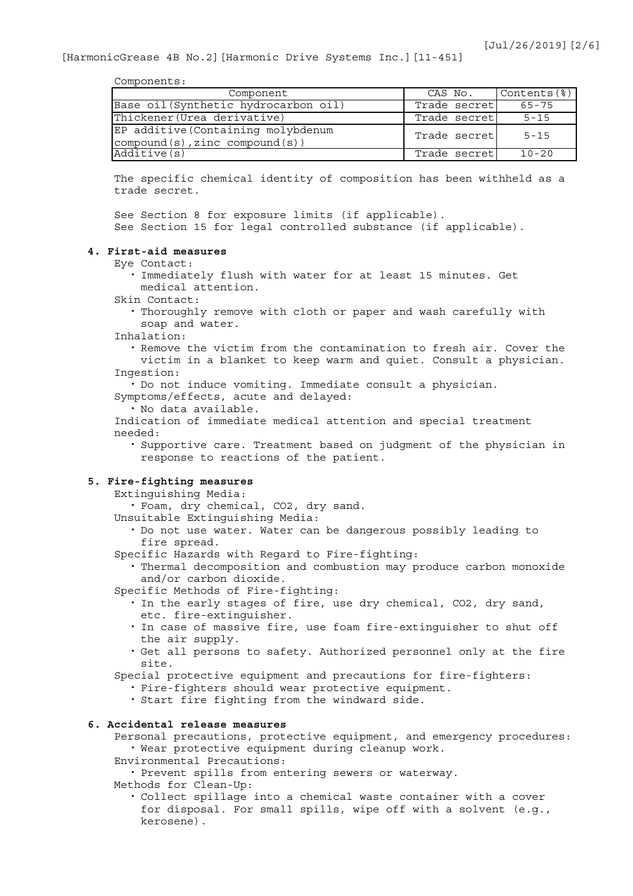Components:

| Component | CAS No. | Contents(%) |
|---|---|---|
| Base oil(Synthetic hydrocarbon oil) | Trade secret | 65-75 |
| Thickener(Urea derivative) | Trade secret | 5-15 |
| EP additive(Containing molybdenum compound(s),zinc compound(s)) | Trade secret | 5-15 |
| Additive(s) | Trade secret | 10-20 |

The specific chemical identity of composition has been withheld as a trade secret.

See Section 8 for exposure limits (if applicable).
See Section 15 for legal controlled substance (if applicable).

## 4. First-aid measures

Eye Contact:
- Immediately flush with water for at least 15 minutes. Get medical attention.

Skin Contact:
- Thoroughly remove with cloth or paper and wash carefully with soap and water.

Inhalation:
- Remove the victim from the contamination to fresh air. Cover the victim in a blanket to keep warm and quiet. Consult a physician.

Ingestion:
- Do not induce vomiting. Immediate consult a physician.

Symptoms/effects, acute and delayed:
- No data available.

Indication of immediate medical attention and special treatment needed:
- Supportive care. Treatment based on judgment of the physician in response to reactions of the patient.

## 5. Fire-fighting measures

Extinguishing Media:
- Foam, dry chemical, $CO_2$, dry sand.

Unsuitable Extinguishing Media:
- Do not use water. Water can be dangerous possibly leading to fire spread.

Specific Hazards with Regard to Fire-fighting:
- Thermal decomposition and combustion may produce carbon monoxide and/or carbon dioxide.

Specific Methods of Fire-fighting:
- In the early stages of fire, use dry chemical, $CO_2$, dry sand, etc. fire-extinguisher.
- In case of massive fire, use foam fire-extinguisher to shut off the air supply.
- Get all persons to safety. Authorized personnel only at the fire site.

Special protective equipment and precautions for fire-fighters:
- Fire-fighters should wear protective equipment.
- Start fire fighting from the windward side.

## 6. Accidental release measures

Personal precautions, protective equipment, and emergency procedures:
- Wear protective equipment during cleanup work.

Environmental Precautions:
- Prevent spills from entering sewers or waterway.

Methods for Clean-Up:
- Collect spillage into a chemical waste container with a cover for disposal. For small spills, wipe off with a solvent (e.g., kerosene).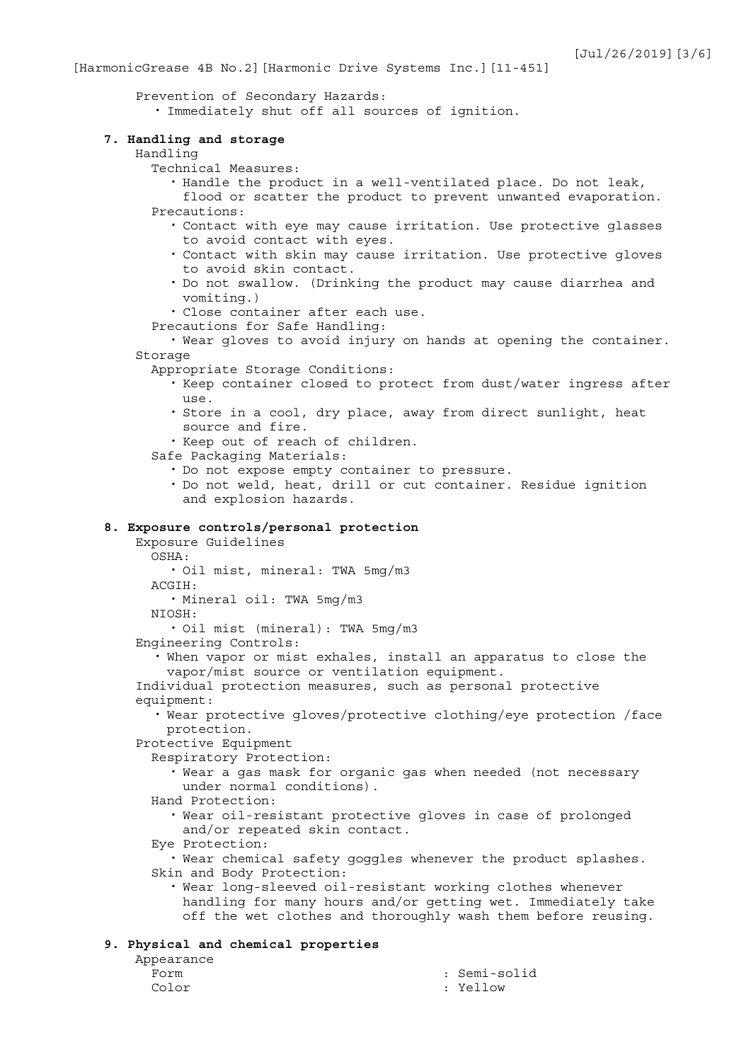Prevention of Secondary Hazards:

- Immediately shut off all sources of ignition.

## 7. Handling and storage

Handling

Technical Measures:

- Handle the product in a well-ventilated place. Do not leak, flood or scatter the product to prevent unwanted evaporation.

Precautions:

- Contact with eye may cause irritation. Use protective glasses to avoid contact with eyes.
- Contact with skin may cause irritation. Use protective gloves to avoid skin contact.
- Do not swallow. (Drinking the product may cause diarrhea and vomiting.)
- Close container after each use.

Precautions for Safe Handling:

- Wear gloves to avoid injury on hands at opening the container.

Storage

Appropriate Storage Conditions:

- Keep container closed to protect from dust/water ingress after use.
- Store in a cool, dry place, away from direct sunlight, heat source and fire.
- Keep out of reach of children.

Safe Packaging Materials:

- Do not expose empty container to pressure.
- Do not weld, heat, drill or cut container. Residue ignition and explosion hazards.

## 8. Exposure controls/personal protection

Exposure Guidelines

OSHA:

- Oil mist, mineral: TWA 5mg/m3

ACGIH:

- Mineral oil: TWA 5mg/m3

NIOSH:

- Oil mist (mineral): TWA 5mg/m3

Engineering Controls:

- When vapor or mist exhales, install an apparatus to close the vapor/mist source or ventilation equipment.

Individual protection measures, such as personal protective equipment:

- Wear protective gloves/protective clothing/eye protection /face protection.

Protective Equipment

Respiratory Protection:

- Wear a gas mask for organic gas when needed (not necessary under normal conditions).

Hand Protection:

- Wear oil-resistant protective gloves in case of prolonged and/or repeated skin contact.

Eye Protection:

- Wear chemical safety goggles whenever the product splashes.

Skin and Body Protection:

- Wear long-sleeved oil-resistant working clothes whenever handling for many hours and/or getting wet. Immediately take off the wet clothes and thoroughly wash them before reusing.

## 9. Physical and chemical properties

Appearance

Form : Semi-solid

Color : Yellow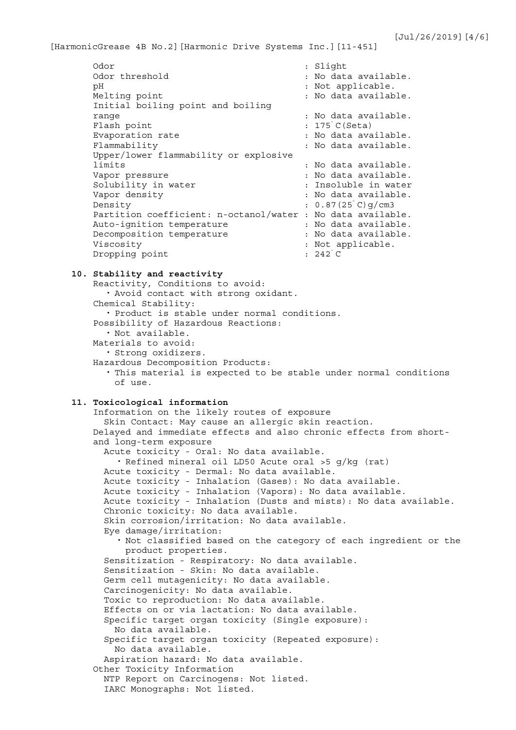| Property | Value |
|---|---|
| Odor | Slight |
| Odor threshold | No data available. |
| pH | Not applicable. |
| Melting point | No data available. |
| Initial boiling point and boiling range | No data available. |
| Flash point | 175°C(Seta) |
| Evaporation rate | No data available. |
| Flammability | No data available. |
| Upper/lower flammability or explosive limits | No data available. |
| Vapor pressure | No data available. |
| Solubility in water | Insoluble in water |
| Vapor density | No data available. |
| Density | 0.87(25°C)g/cm3 |
| Partition coefficient: n-octanol/water | No data available. |
| Auto-ignition temperature | No data available. |
| Decomposition temperature | No data available. |
| Viscosity | Not applicable. |
| Dropping point | 242°C |

## 10. Stability and reactivity

Reactivity, Conditions to avoid:
- Avoid contact with strong oxidant.

Chemical Stability:
- Product is stable under normal conditions.

Possibility of Hazardous Reactions:
- Not available.

Materials to avoid:
- Strong oxidizers.

Hazardous Decomposition Products:
- This material is expected to be stable under normal conditions of use.

## 11. Toxicological information

Information on the likely routes of exposure

Skin Contact: May cause an allergic skin reaction.

Delayed and immediate effects and also chronic effects from short- and long-term exposure

Acute toxicity - Oral: No data available.
- Refined mineral oil LD50 Acute oral >5 g/kg (rat)

Acute toxicity - Dermal: No data available.

Acute toxicity - Inhalation (Gases): No data available.

Acute toxicity - Inhalation (Vapors): No data available.

Acute toxicity - Inhalation (Dusts and mists): No data available.

Chronic toxicity: No data available.

Skin corrosion/irritation: No data available.

Eye damage/irritation:
- Not classified based on the category of each ingredient or the product properties.

Sensitization - Respiratory: No data available.

Sensitization - Skin: No data available.

Germ cell mutagenicity: No data available.

Carcinogenicity: No data available.

Toxic to reproduction: No data available.

Effects on or via lactation: No data available.

Specific target organ toxicity (Single exposure):
No data available.

Specific target organ toxicity (Repeated exposure):
No data available.

Aspiration hazard: No data available.

Other Toxicity Information

NTP Report on Carcinogens: Not listed.

IARC Monographs: Not listed.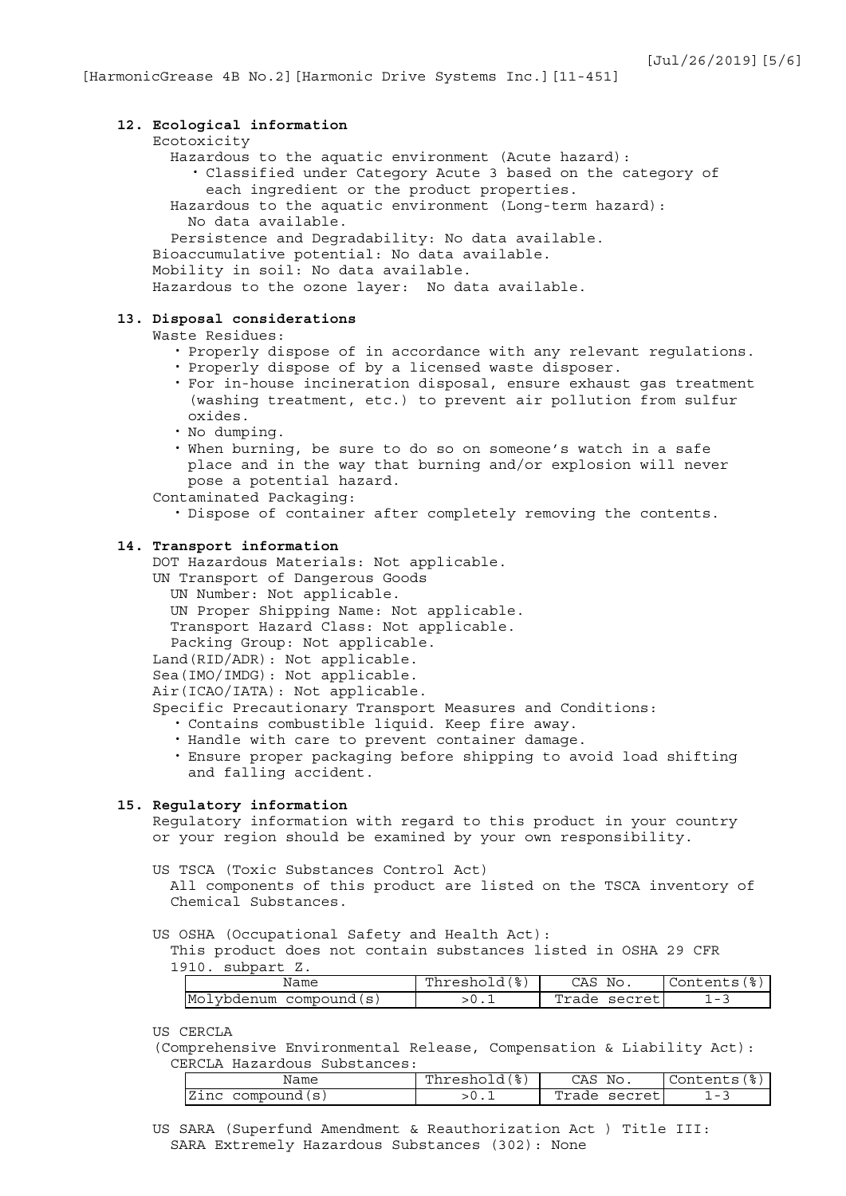## 12. Ecological information

Ecotoxicity

Hazardous to the aquatic environment (Acute hazard):

- Classified under Category Acute 3 based on the category of each ingredient or the product properties.

Hazardous to the aquatic environment (Long-term hazard):
No data available.

Persistence and Degradability: No data available.

Bioaccumulative potential: No data available.

Mobility in soil: No data available.

Hazardous to the ozone layer: No data available.

## 13. Disposal considerations

Waste Residues:

- Properly dispose of in accordance with any relevant regulations.
- Properly dispose of by a licensed waste disposer.
- For in-house incineration disposal, ensure exhaust gas treatment (washing treatment, etc.) to prevent air pollution from sulfur oxides.
- No dumping.
- When burning, be sure to do so on someone's watch in a safe place and in the way that burning and/or explosion will never pose a potential hazard.

Contaminated Packaging:

- Dispose of container after completely removing the contents.

## 14. Transport information

DOT Hazardous Materials: Not applicable.

UN Transport of Dangerous Goods

UN Number: Not applicable.

UN Proper Shipping Name: Not applicable.

Transport Hazard Class: Not applicable.

Packing Group: Not applicable.

Land(RID/ADR): Not applicable.

Sea(IMO/IMDG): Not applicable.

Air(ICAO/IATA): Not applicable.

Specific Precautionary Transport Measures and Conditions:

- Contains combustible liquid. Keep fire away.
- Handle with care to prevent container damage.
- Ensure proper packaging before shipping to avoid load shifting and falling accident.

## 15. Regulatory information

Regulatory information with regard to this product in your country or your region should be examined by your own responsibility.

US TSCA (Toxic Substances Control Act)

All components of this product are listed on the TSCA inventory of Chemical Substances.

US OSHA (Occupational Safety and Health Act):

This product does not contain substances listed in OSHA 29 CFR 1910. subpart Z.

| Name | Threshold(%) | CAS No. | Contents(%) |
|---|---|---|---|
| Molybdenum compound(s) | >0.1 | Trade secret | 1-3 |

US CERCLA

(Comprehensive Environmental Release, Compensation & Liability Act):

CERCLA Hazardous Substances:

| Name | Threshold(%) | CAS No. | Contents(%) |
|---|---|---|---|
| Zinc compound(s) | >0.1 | Trade secret | 1-3 |

US SARA (Superfund Amendment & Reauthorization Act ) Title III:

SARA Extremely Hazardous Substances (302): None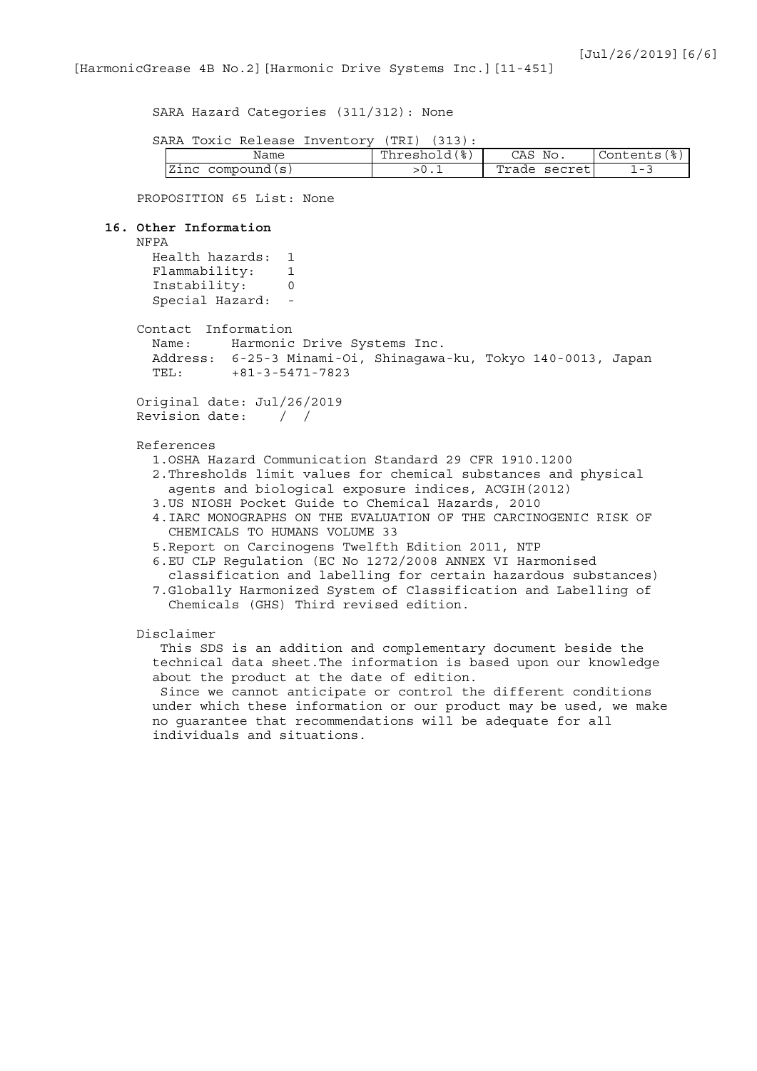SARA Hazard Categories (311/312): None

SARA Toxic Release Inventory (TRI) (313):

| Name | Threshold(%) | CAS No. | Contents(%) |
|---|---|---|---|
| Zinc compound(s) | >0.1 | Trade secret | 1-3 |

PROPOSITION 65 List: None

## 16. Other Information

NFPA

Health hazards: 1
Flammability: 1
Instability: 0
Special Hazard: -

Contact Information

Name: Harmonic Drive Systems Inc.
Address: 6-25-3 Minami-Oi, Shinagawa-ku, Tokyo 140-0013, Japan
TEL: +81-3-5471-7823

Original date: Jul/26/2019
Revision date: / /

References

1. OSHA Hazard Communication Standard 29 CFR 1910.1200
2. Thresholds limit values for chemical substances and physical agents and biological exposure indices, ACGIH(2012)
3. US NIOSH Pocket Guide to Chemical Hazards, 2010
4. IARC MONOGRAPHS ON THE EVALUATION OF THE CARCINOGENIC RISK OF CHEMICALS TO HUMANS VOLUME 33
5. Report on Carcinogens Twelfth Edition 2011, NTP
6. EU CLP Regulation (EC No 1272/2008 ANNEX VI Harmonised classification and labelling for certain hazardous substances)
7. Globally Harmonized System of Classification and Labelling of Chemicals (GHS) Third revised edition.

Disclaimer

This SDS is an addition and complementary document beside the technical data sheet.The information is based upon our knowledge about the product at the date of edition.

Since we cannot anticipate or control the different conditions under which these information or our product may be used, we make no guarantee that recommendations will be adequate for all individuals and situations.